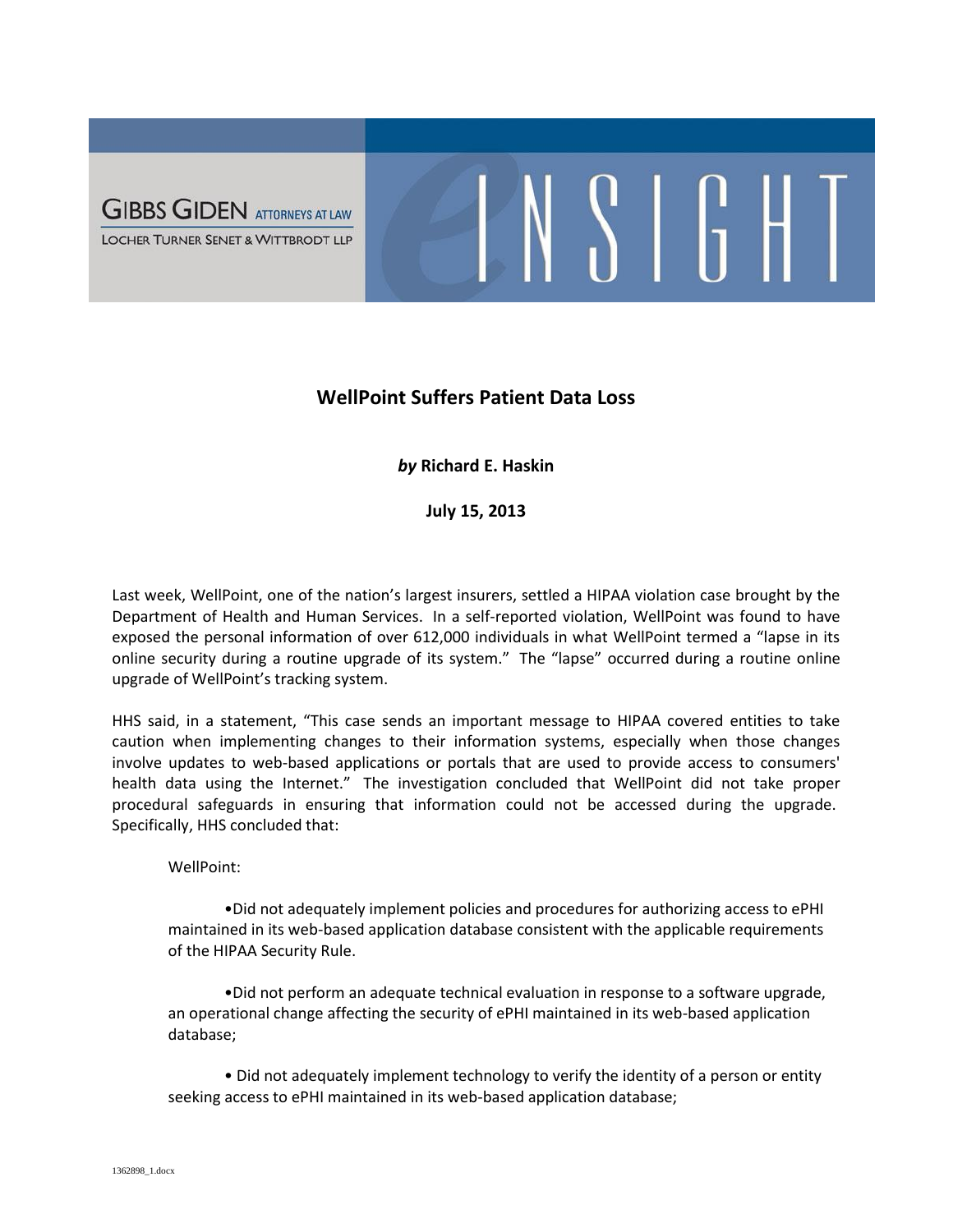GIBBS GIDEN ATTORNEYS AT LAW
LOCHER TURNER SENET & WITTBRODT LLP

eINSIGHT

# WellPoint Suffers Patient Data Loss

***by* Richard E. Haskin**

**July 15, 2013**

Last week, WellPoint, one of the nation's largest insurers, settled a HIPAA violation case brought by the Department of Health and Human Services. In a self-reported violation, WellPoint was found to have exposed the personal information of over 612,000 individuals in what WellPoint termed a "lapse in its online security during a routine upgrade of its system." The "lapse" occurred during a routine online upgrade of WellPoint's tracking system.

HHS said, in a statement, "This case sends an important message to HIPAA covered entities to take caution when implementing changes to their information systems, especially when those changes involve updates to web-based applications or portals that are used to provide access to consumers' health data using the Internet." The investigation concluded that WellPoint did not take proper procedural safeguards in ensuring that information could not be accessed during the upgrade. Specifically, HHS concluded that:

> WellPoint:
>
> •Did not adequately implement policies and procedures for authorizing access to ePHI maintained in its web-based application database consistent with the applicable requirements of the HIPAA Security Rule.
>
> •Did not perform an adequate technical evaluation in response to a software upgrade, an operational change affecting the security of ePHI maintained in its web-based application database;
>
> • Did not adequately implement technology to verify the identity of a person or entity seeking access to ePHI maintained in its web-based application database;

1362898_1.docx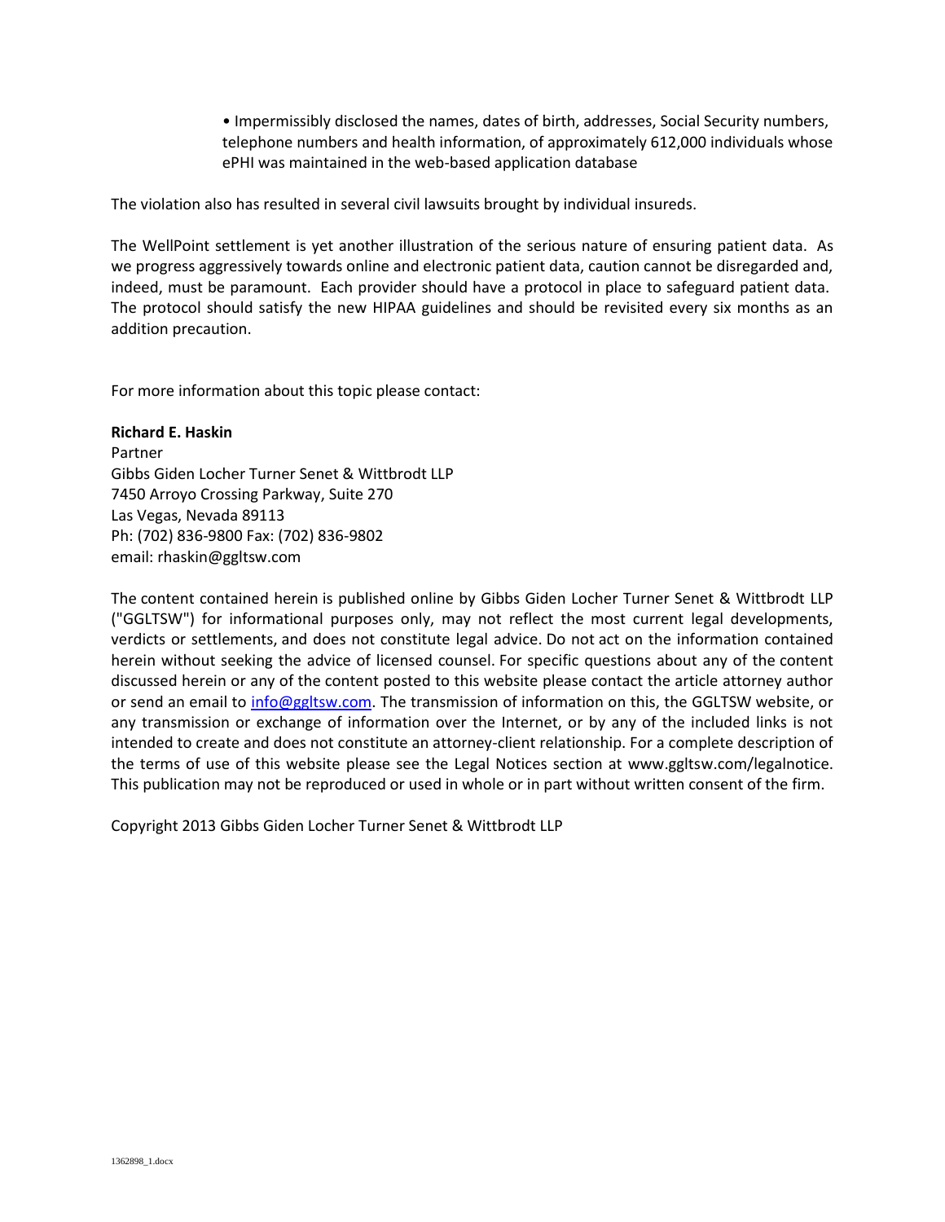- Impermissibly disclosed the names, dates of birth, addresses, Social Security numbers, telephone numbers and health information, of approximately 612,000 individuals whose ePHI was maintained in the web-based application database

The violation also has resulted in several civil lawsuits brought by individual insureds.

The WellPoint settlement is yet another illustration of the serious nature of ensuring patient data. As we progress aggressively towards online and electronic patient data, caution cannot be disregarded and, indeed, must be paramount. Each provider should have a protocol in place to safeguard patient data. The protocol should satisfy the new HIPAA guidelines and should be revisited every six months as an addition precaution.

For more information about this topic please contact:

**Richard E. Haskin**
Partner
Gibbs Giden Locher Turner Senet & Wittbrodt LLP
7450 Arroyo Crossing Parkway, Suite 270
Las Vegas, Nevada 89113
Ph: (702) 836-9800 Fax: (702) 836-9802
email: rhaskin@ggltsw.com

The content contained herein is published online by Gibbs Giden Locher Turner Senet & Wittbrodt LLP ("GGLTSW") for informational purposes only, may not reflect the most current legal developments, verdicts or settlements, and does not constitute legal advice. Do not act on the information contained herein without seeking the advice of licensed counsel. For specific questions about any of the content discussed herein or any of the content posted to this website please contact the article attorney author or send an email to [info@ggltsw.com](mailto:info@ggltsw.com). The transmission of information on this, the GGLTSW website, or any transmission or exchange of information over the Internet, or by any of the included links is not intended to create and does not constitute an attorney-client relationship. For a complete description of the terms of use of this website please see the Legal Notices section at www.ggltsw.com/legalnotice. This publication may not be reproduced or used in whole or in part without written consent of the firm.

Copyright 2013 Gibbs Giden Locher Turner Senet & Wittbrodt LLP